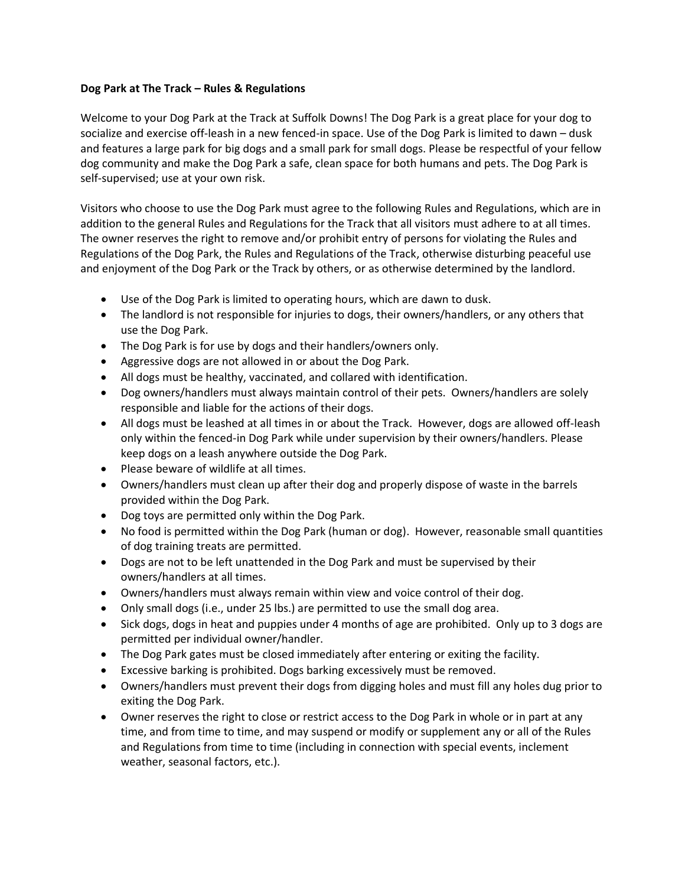**Dog Park at The Track – Rules & Regulations**

Welcome to your Dog Park at the Track at Suffolk Downs! The Dog Park is a great place for your dog to socialize and exercise off-leash in a new fenced-in space. Use of the Dog Park is limited to dawn – dusk and features a large park for big dogs and a small park for small dogs. Please be respectful of your fellow dog community and make the Dog Park a safe, clean space for both humans and pets. The Dog Park is self-supervised; use at your own risk.

Visitors who choose to use the Dog Park must agree to the following Rules and Regulations, which are in addition to the general Rules and Regulations for the Track that all visitors must adhere to at all times. The owner reserves the right to remove and/or prohibit entry of persons for violating the Rules and Regulations of the Dog Park, the Rules and Regulations of the Track, otherwise disturbing peaceful use and enjoyment of the Dog Park or the Track by others, or as otherwise determined by the landlord.

- Use of the Dog Park is limited to operating hours, which are dawn to dusk.
- The landlord is not responsible for injuries to dogs, their owners/handlers, or any others that use the Dog Park.
- The Dog Park is for use by dogs and their handlers/owners only.
- Aggressive dogs are not allowed in or about the Dog Park.
- All dogs must be healthy, vaccinated, and collared with identification.
- Dog owners/handlers must always maintain control of their pets. Owners/handlers are solely responsible and liable for the actions of their dogs.
- All dogs must be leashed at all times in or about the Track. However, dogs are allowed off-leash only within the fenced-in Dog Park while under supervision by their owners/handlers. Please keep dogs on a leash anywhere outside the Dog Park.
- Please beware of wildlife at all times.
- Owners/handlers must clean up after their dog and properly dispose of waste in the barrels provided within the Dog Park.
- Dog toys are permitted only within the Dog Park.
- No food is permitted within the Dog Park (human or dog). However, reasonable small quantities of dog training treats are permitted.
- Dogs are not to be left unattended in the Dog Park and must be supervised by their owners/handlers at all times.
- Owners/handlers must always remain within view and voice control of their dog.
- Only small dogs (i.e., under 25 lbs.) are permitted to use the small dog area.
- Sick dogs, dogs in heat and puppies under 4 months of age are prohibited. Only up to 3 dogs are permitted per individual owner/handler.
- The Dog Park gates must be closed immediately after entering or exiting the facility.
- Excessive barking is prohibited. Dogs barking excessively must be removed.
- Owners/handlers must prevent their dogs from digging holes and must fill any holes dug prior to exiting the Dog Park.
- Owner reserves the right to close or restrict access to the Dog Park in whole or in part at any time, and from time to time, and may suspend or modify or supplement any or all of the Rules and Regulations from time to time (including in connection with special events, inclement weather, seasonal factors, etc.).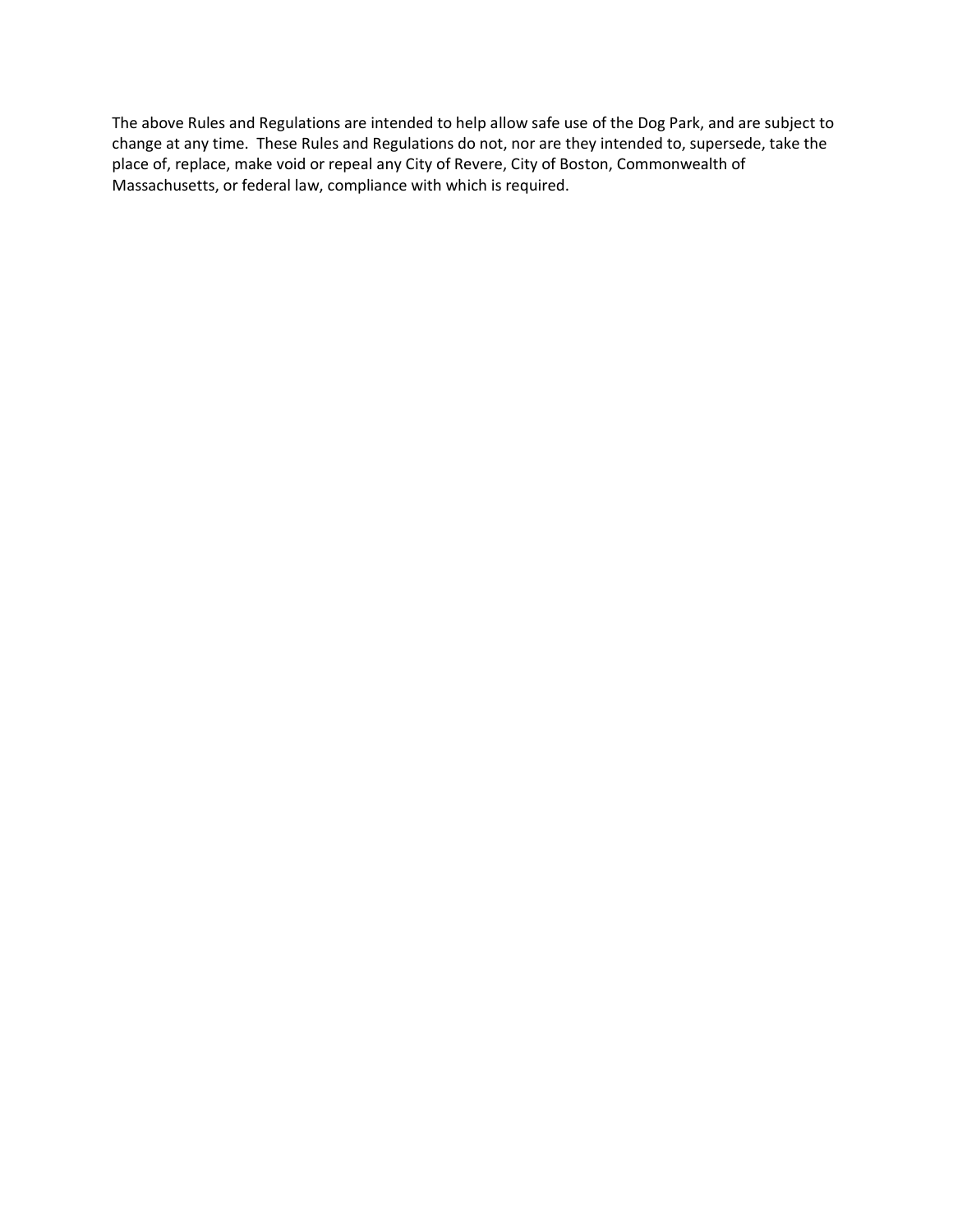The above Rules and Regulations are intended to help allow safe use of the Dog Park, and are subject to change at any time. These Rules and Regulations do not, nor are they intended to, supersede, take the place of, replace, make void or repeal any City of Revere, City of Boston, Commonwealth of Massachusetts, or federal law, compliance with which is required.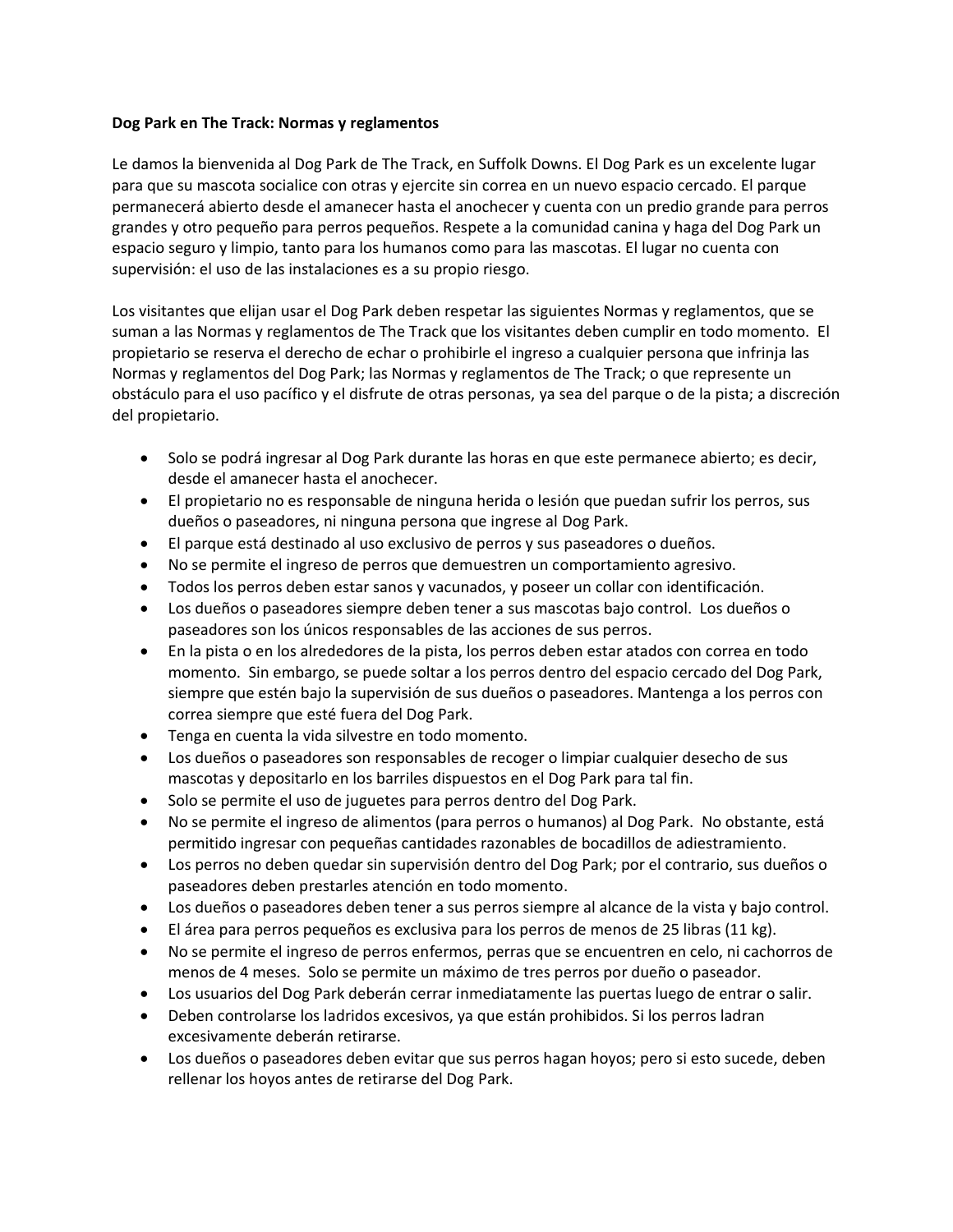**Dog Park en The Track: Normas y reglamentos**

Le damos la bienvenida al Dog Park de The Track, en Suffolk Downs. El Dog Park es un excelente lugar para que su mascota socialice con otras y ejercite sin correa en un nuevo espacio cercado. El parque permanecerá abierto desde el amanecer hasta el anochecer y cuenta con un predio grande para perros grandes y otro pequeño para perros pequeños. Respete a la comunidad canina y haga del Dog Park un espacio seguro y limpio, tanto para los humanos como para las mascotas. El lugar no cuenta con supervisión: el uso de las instalaciones es a su propio riesgo.

Los visitantes que elijan usar el Dog Park deben respetar las siguientes Normas y reglamentos, que se suman a las Normas y reglamentos de The Track que los visitantes deben cumplir en todo momento. El propietario se reserva el derecho de echar o prohibirle el ingreso a cualquier persona que infrinja las Normas y reglamentos del Dog Park; las Normas y reglamentos de The Track; o que represente un obstáculo para el uso pacífico y el disfrute de otras personas, ya sea del parque o de la pista; a discreción del propietario.

- Solo se podrá ingresar al Dog Park durante las horas en que este permanece abierto; es decir, desde el amanecer hasta el anochecer.
- El propietario no es responsable de ninguna herida o lesión que puedan sufrir los perros, sus dueños o paseadores, ni ninguna persona que ingrese al Dog Park.
- El parque está destinado al uso exclusivo de perros y sus paseadores o dueños.
- No se permite el ingreso de perros que demuestren un comportamiento agresivo.
- Todos los perros deben estar sanos y vacunados, y poseer un collar con identificación.
- Los dueños o paseadores siempre deben tener a sus mascotas bajo control. Los dueños o paseadores son los únicos responsables de las acciones de sus perros.
- En la pista o en los alrededores de la pista, los perros deben estar atados con correa en todo momento. Sin embargo, se puede soltar a los perros dentro del espacio cercado del Dog Park, siempre que estén bajo la supervisión de sus dueños o paseadores. Mantenga a los perros con correa siempre que esté fuera del Dog Park.
- Tenga en cuenta la vida silvestre en todo momento.
- Los dueños o paseadores son responsables de recoger o limpiar cualquier desecho de sus mascotas y depositarlo en los barriles dispuestos en el Dog Park para tal fin.
- Solo se permite el uso de juguetes para perros dentro del Dog Park.
- No se permite el ingreso de alimentos (para perros o humanos) al Dog Park. No obstante, está permitido ingresar con pequeñas cantidades razonables de bocadillos de adiestramiento.
- Los perros no deben quedar sin supervisión dentro del Dog Park; por el contrario, sus dueños o paseadores deben prestarles atención en todo momento.
- Los dueños o paseadores deben tener a sus perros siempre al alcance de la vista y bajo control.
- El área para perros pequeños es exclusiva para los perros de menos de 25 libras (11 kg).
- No se permite el ingreso de perros enfermos, perras que se encuentren en celo, ni cachorros de menos de 4 meses. Solo se permite un máximo de tres perros por dueño o paseador.
- Los usuarios del Dog Park deberán cerrar inmediatamente las puertas luego de entrar o salir.
- Deben controlarse los ladridos excesivos, ya que están prohibidos. Si los perros ladran excesivamente deberán retirarse.
- Los dueños o paseadores deben evitar que sus perros hagan hoyos; pero si esto sucede, deben rellenar los hoyos antes de retirarse del Dog Park.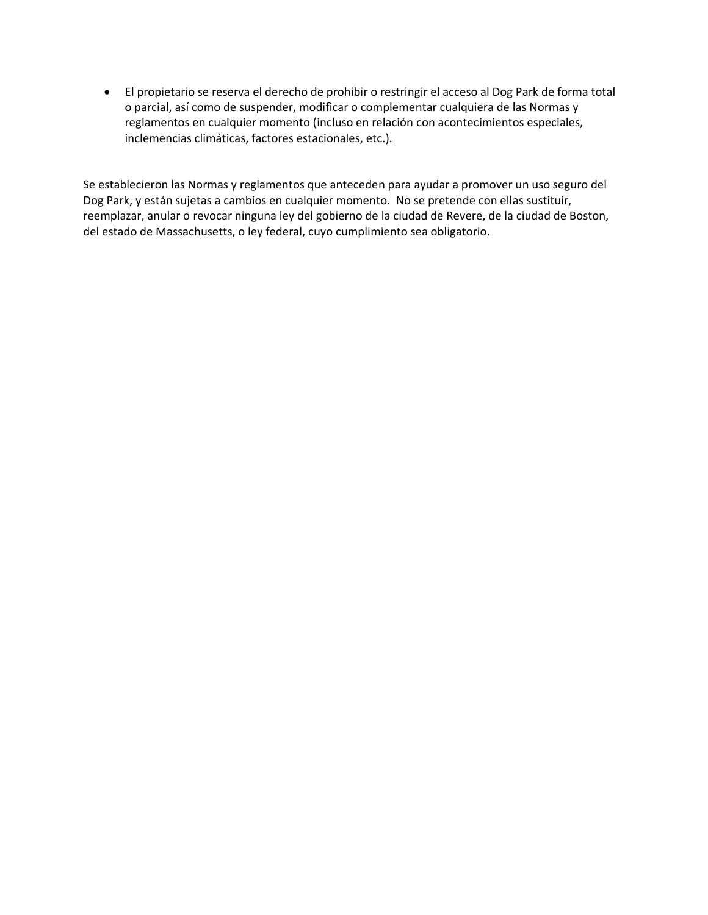- El propietario se reserva el derecho de prohibir o restringir el acceso al Dog Park de forma total o parcial, así como de suspender, modificar o complementar cualquiera de las Normas y reglamentos en cualquier momento (incluso en relación con acontecimientos especiales, inclemencias climáticas, factores estacionales, etc.).

Se establecieron las Normas y reglamentos que anteceden para ayudar a promover un uso seguro del Dog Park, y están sujetas a cambios en cualquier momento. No se pretende con ellas sustituir, reemplazar, anular o revocar ninguna ley del gobierno de la ciudad de Revere, de la ciudad de Boston, del estado de Massachusetts, o ley federal, cuyo cumplimiento sea obligatorio.